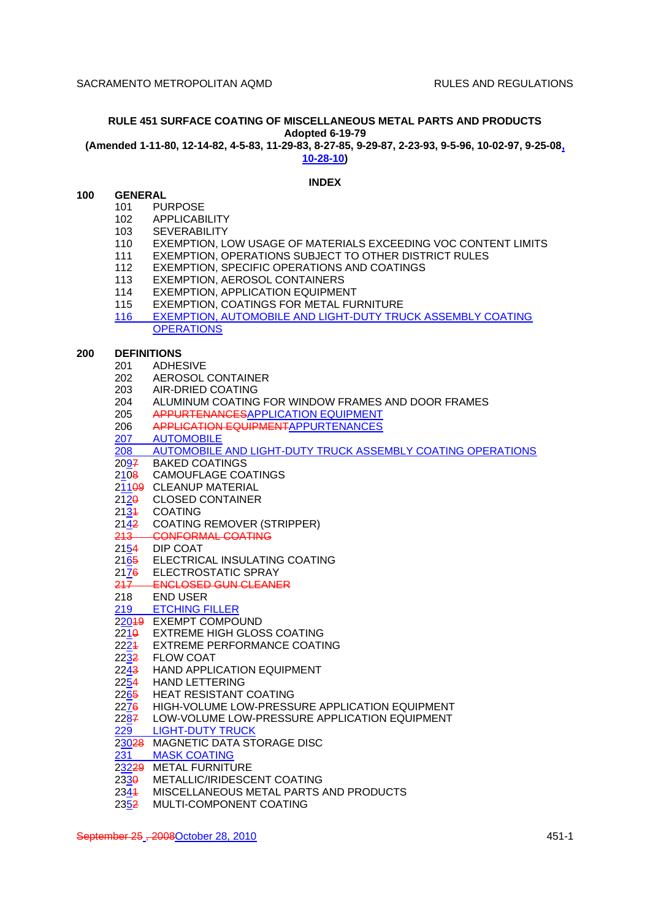**RULE 451 SURFACE COATING OF MISCELLANEOUS METAL PARTS AND PRODUCTS**

**Adopted 6-19-79**

**(Amended 1-11-80, 12-14-82, 4-5-83, 11-29-83, 8-27-85, 9-29-87, 2-23-93, 9-5-96, 10-02-97, 9-25-08, 10-28-10)**

**INDEX**

**100 GENERAL**

- 101 PURPOSE
- 102 APPLICABILITY
- 103 SEVERABILITY
- 110 EXEMPTION, LOW USAGE OF MATERIALS EXCEEDING VOC CONTENT LIMITS
- 111 EXEMPTION, OPERATIONS SUBJECT TO OTHER DISTRICT RULES
- 112 EXEMPTION, SPECIFIC OPERATIONS AND COATINGS
- 113 EXEMPTION, AEROSOL CONTAINERS
- 114 EXEMPTION, APPLICATION EQUIPMENT
- 115 EXEMPTION, COATINGS FOR METAL FURNITURE
- 116 EXEMPTION, AUTOMOBILE AND LIGHT-DUTY TRUCK ASSEMBLY COATING OPERATIONS

**200 DEFINITIONS**

- 201 ADHESIVE
- 202 AEROSOL CONTAINER
- 203 AIR-DRIED COATING
- 204 ALUMINUM COATING FOR WINDOW FRAMES AND DOOR FRAMES
- 205 ~~APPURTENANCES~~APPLICATION EQUIPMENT
- 206 ~~APPLICATION EQUIPMENT~~APPURTENANCES
- 207 AUTOMOBILE
- 208 AUTOMOBILE AND LIGHT-DUTY TRUCK ASSEMBLY COATING OPERATIONS
- 209~~7~~ BAKED COATINGS
- 210~~8~~ CAMOUFLAGE COATINGS
- 211~~09~~ CLEANUP MATERIAL
- 212~~0~~ CLOSED CONTAINER
- 213~~1~~ COATING
- 214~~2~~ COATING REMOVER (STRIPPER)
- ~~213 CONFORMAL COATING~~
- 215~~4~~ DIP COAT
- 216~~5~~ ELECTRICAL INSULATING COATING
- 217~~6~~ ELECTROSTATIC SPRAY
- ~~217 ENCLOSED GUN CLEANER~~
- 218 END USER
- 219 ETCHING FILLER
- 220~~19~~ EXEMPT COMPOUND
- 221~~0~~ EXTREME HIGH GLOSS COATING
- 222~~1~~ EXTREME PERFORMANCE COATING
- 223~~2~~ FLOW COAT
- 224~~3~~ HAND APPLICATION EQUIPMENT
- 225~~4~~ HAND LETTERING
- 226~~5~~ HEAT RESISTANT COATING
- 227~~6~~ HIGH-VOLUME LOW-PRESSURE APPLICATION EQUIPMENT
- 228~~7~~ LOW-VOLUME LOW-PRESSURE APPLICATION EQUIPMENT
- 229 LIGHT-DUTY TRUCK
- 230~~28~~ MAGNETIC DATA STORAGE DISC
- 231 MASK COATING
- 232~~29~~ METAL FURNITURE
- 233~~0~~ METALLIC/IRIDESCENT COATING
- 234~~1~~ MISCELLANEOUS METAL PARTS AND PRODUCTS
- 235~~2~~ MULTI-COMPONENT COATING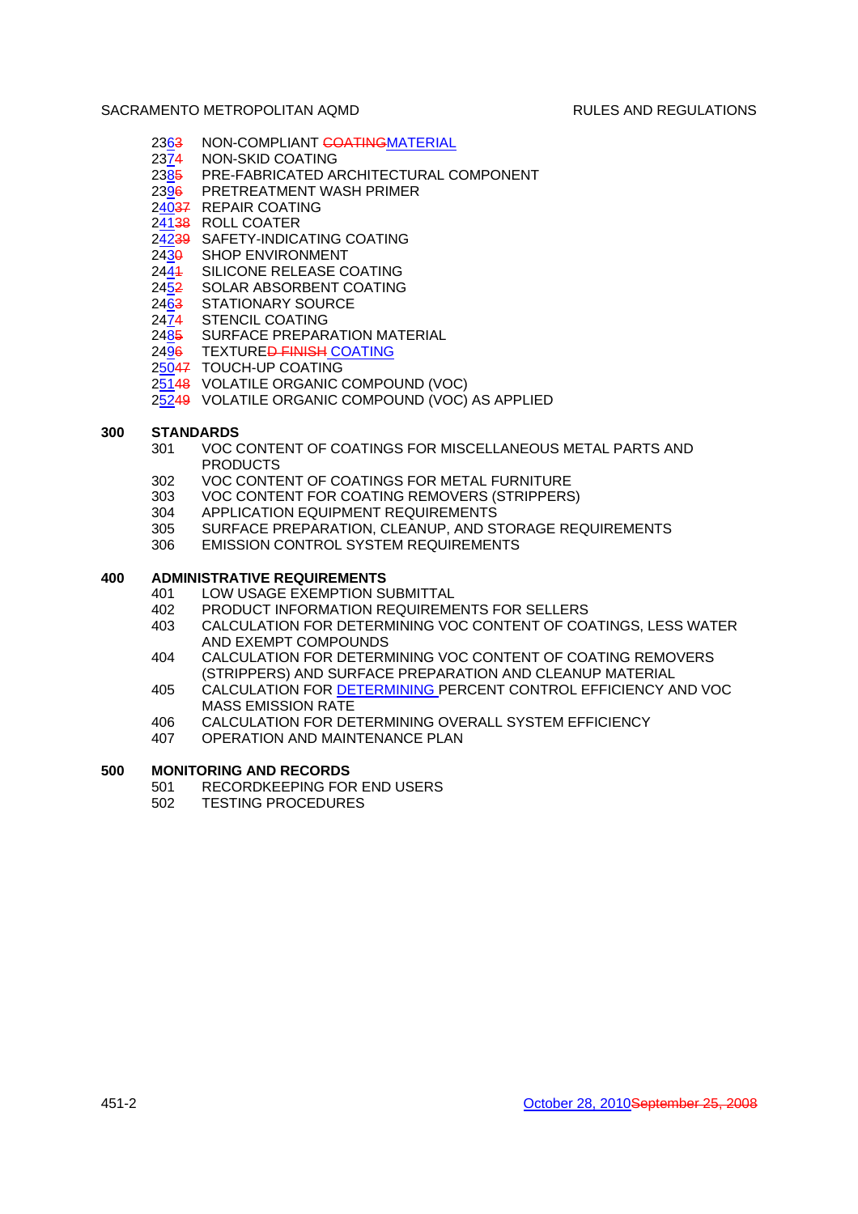- 236~~3~~ NON-COMPLIANT ~~COATING~~MATERIAL
- 237~~4~~ NON-SKID COATING
- 238~~5~~ PRE-FABRICATED ARCHITECTURAL COMPONENT
- 239~~6~~ PRETREATMENT WASH PRIMER
- 240~~37~~ REPAIR COATING
- 241~~38~~ ROLL COATER
- 242~~39~~ SAFETY-INDICATING COATING
- 243~~0~~ SHOP ENVIRONMENT
- 244~~1~~ SILICONE RELEASE COATING
- 245~~2~~ SOLAR ABSORBENT COATING
- 246~~3~~ STATIONARY SOURCE
- 247~~4~~ STENCIL COATING
- 248~~5~~ SURFACE PREPARATION MATERIAL
- 249~~6~~ TEXTURE~~D FINISH~~ COATING
- 250~~47~~ TOUCH-UP COATING
- 251~~48~~ VOLATILE ORGANIC COMPOUND (VOC)
- 252~~49~~ VOLATILE ORGANIC COMPOUND (VOC) AS APPLIED

## 300 STANDARDS

- 301 VOC CONTENT OF COATINGS FOR MISCELLANEOUS METAL PARTS AND PRODUCTS
- 302 VOC CONTENT OF COATINGS FOR METAL FURNITURE
- 303 VOC CONTENT FOR COATING REMOVERS (STRIPPERS)
- 304 APPLICATION EQUIPMENT REQUIREMENTS
- 305 SURFACE PREPARATION, CLEANUP, AND STORAGE REQUIREMENTS
- 306 EMISSION CONTROL SYSTEM REQUIREMENTS

## 400 ADMINISTRATIVE REQUIREMENTS

- 401 LOW USAGE EXEMPTION SUBMITTAL
- 402 PRODUCT INFORMATION REQUIREMENTS FOR SELLERS
- 403 CALCULATION FOR DETERMINING VOC CONTENT OF COATINGS, LESS WATER AND EXEMPT COMPOUNDS
- 404 CALCULATION FOR DETERMINING VOC CONTENT OF COATING REMOVERS (STRIPPERS) AND SURFACE PREPARATION AND CLEANUP MATERIAL
- 405 CALCULATION FOR DETERMINING PERCENT CONTROL EFFICIENCY AND VOC MASS EMISSION RATE
- 406 CALCULATION FOR DETERMINING OVERALL SYSTEM EFFICIENCY
- 407 OPERATION AND MAINTENANCE PLAN

## 500 MONITORING AND RECORDS

- 501 RECORDKEEPING FOR END USERS
- 502 TESTING PROCEDURES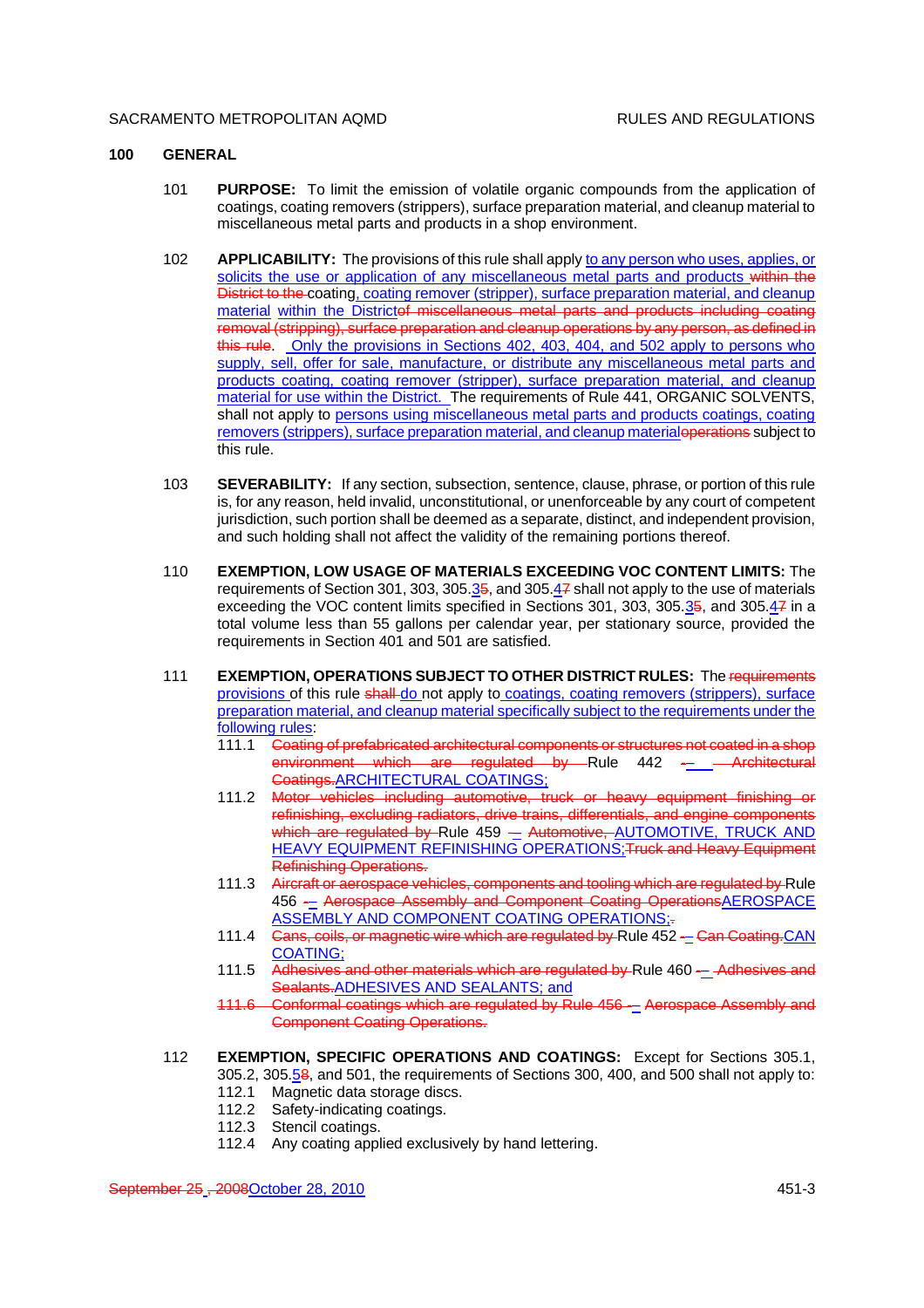## 100 GENERAL

**101 PURPOSE:** To limit the emission of volatile organic compounds from the application of coatings, coating removers (strippers), surface preparation material, and cleanup material to miscellaneous metal parts and products in a shop environment.

**102 APPLICABILITY:** The provisions of this rule shall apply to any person who uses, applies, or solicits the use or application of any miscellaneous metal parts and products ~~within the District to the~~ coating, coating remover (stripper), surface preparation material, and cleanup material within the District~~of miscellaneous metal parts and products including coating removal (stripping), surface preparation and cleanup operations by any person, as defined in this rule~~. Only the provisions in Sections 402, 403, 404, and 502 apply to persons who supply, sell, offer for sale, manufacture, or distribute any miscellaneous metal parts and products coating, coating remover (stripper), surface preparation material, and cleanup material for use within the District. The requirements of Rule 441, ORGANIC SOLVENTS, shall not apply to persons using miscellaneous metal parts and products coatings, coating removers (strippers), surface preparation material, and cleanup material~~operations~~ subject to this rule.

**103 SEVERABILITY:** If any section, subsection, sentence, clause, phrase, or portion of this rule is, for any reason, held invalid, unconstitutional, or unenforceable by any court of competent jurisdiction, such portion shall be deemed as a separate, distinct, and independent provision, and such holding shall not affect the validity of the remaining portions thereof.

**110 EXEMPTION, LOW USAGE OF MATERIALS EXCEEDING VOC CONTENT LIMITS:** The requirements of Section 301, 303, 305.3~~5~~, and 305.4~~7~~ shall not apply to the use of materials exceeding the VOC content limits specified in Sections 301, 303, 305.3~~5~~, and 305.4~~7~~ in a total volume less than 55 gallons per calendar year, per stationary source, provided the requirements in Section 401 and 501 are satisfied.

**111 EXEMPTION, OPERATIONS SUBJECT TO OTHER DISTRICT RULES:** The ~~requirements~~ provisions of this rule ~~shall~~ do not apply to coatings, coating removers (strippers), surface preparation material, and cleanup material specifically subject to the requirements under the following rules:

111.1 ~~Coating of prefabricated architectural components or structures not coated in a shop environment which are regulated by~~ Rule 442 ~~-~~ – ~~Architectural Coatings.~~ARCHITECTURAL COATINGS;

111.2 ~~Motor vehicles including automotive, truck or heavy equipment finishing or refinishing, excluding radiators, drive trains, differentials, and engine components which are regulated by~~ Rule 459 – ~~Automotive,~~ AUTOMOTIVE, TRUCK AND HEAVY EQUIPMENT REFINISHING OPERATIONS;~~Truck and Heavy Equipment Refinishing Operations.~~

111.3 ~~Aircraft or aerospace vehicles, components and tooling which are regulated by~~ Rule 456 ~~-~~ – ~~Aerospace Assembly and Component Coating Operations~~AEROSPACE ASSEMBLY AND COMPONENT COATING OPERATIONS;~~.~~

111.4 ~~Cans, coils, or magnetic wire which are regulated by~~ Rule 452 ~~-~~ – ~~Can Coating.~~CAN COATING;

111.5 ~~Adhesives and other materials which are regulated by~~ Rule 460 ~~-~~ – ~~Adhesives and Sealants.~~ADHESIVES AND SEALANTS; and

~~111.6 Conformal coatings which are regulated by Rule 456 - – Aerospace Assembly and Component Coating Operations.~~

**112 EXEMPTION, SPECIFIC OPERATIONS AND COATINGS:** Except for Sections 305.1, 305.2, 305.5~~8~~, and 501, the requirements of Sections 300, 400, and 500 shall not apply to:

112.1 Magnetic data storage discs.

112.2 Safety-indicating coatings.

112.3 Stencil coatings.

112.4 Any coating applied exclusively by hand lettering.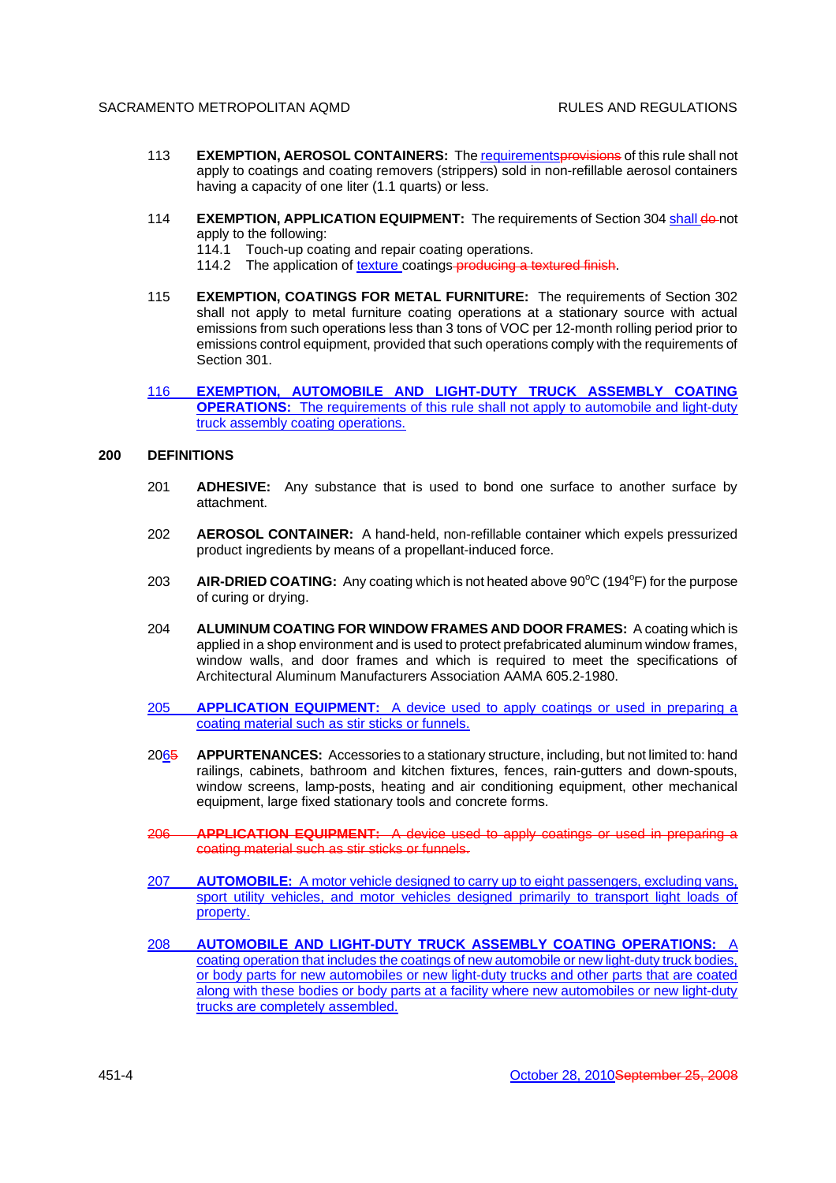113 **EXEMPTION, AEROSOL CONTAINERS:** The requirementsprovisions of this rule shall not apply to coatings and coating removers (strippers) sold in non-refillable aerosol containers having a capacity of one liter (1.1 quarts) or less.

114 **EXEMPTION, APPLICATION EQUIPMENT:** The requirements of Section 304 shall do not apply to the following:

114.1 Touch-up coating and repair coating operations.

114.2 The application of texture coatings producing a textured finish.

115 **EXEMPTION, COATINGS FOR METAL FURNITURE:** The requirements of Section 302 shall not apply to metal furniture coating operations at a stationary source with actual emissions from such operations less than 3 tons of VOC per 12-month rolling period prior to emissions control equipment, provided that such operations comply with the requirements of Section 301.

116 **EXEMPTION, AUTOMOBILE AND LIGHT-DUTY TRUCK ASSEMBLY COATING OPERATIONS:** The requirements of this rule shall not apply to automobile and light-duty truck assembly coating operations.

## 200 DEFINITIONS

201 **ADHESIVE:** Any substance that is used to bond one surface to another surface by attachment.

202 **AEROSOL CONTAINER:** A hand-held, non-refillable container which expels pressurized product ingredients by means of a propellant-induced force.

203 **AIR-DRIED COATING:** Any coating which is not heated above 90°C (194°F) for the purpose of curing or drying.

204 **ALUMINUM COATING FOR WINDOW FRAMES AND DOOR FRAMES:** A coating which is applied in a shop environment and is used to protect prefabricated aluminum window frames, window walls, and door frames and which is required to meet the specifications of Architectural Aluminum Manufacturers Association AAMA 605.2-1980.

205 **APPLICATION EQUIPMENT:** A device used to apply coatings or used in preparing a coating material such as stir sticks or funnels.

20~~5~~6 **APPURTENANCES:** Accessories to a stationary structure, including, but not limited to: hand railings, cabinets, bathroom and kitchen fixtures, fences, rain-gutters and down-spouts, window screens, lamp-posts, heating and air conditioning equipment, other mechanical equipment, large fixed stationary tools and concrete forms.

~~206 **APPLICATION EQUIPMENT:** A device used to apply coatings or used in preparing a coating material such as stir sticks or funnels.~~

207 **AUTOMOBILE:** A motor vehicle designed to carry up to eight passengers, excluding vans, sport utility vehicles, and motor vehicles designed primarily to transport light loads of property.

208 **AUTOMOBILE AND LIGHT-DUTY TRUCK ASSEMBLY COATING OPERATIONS:** A coating operation that includes the coatings of new automobile or new light-duty truck bodies, or body parts for new automobiles or new light-duty trucks and other parts that are coated along with these bodies or body parts at a facility where new automobiles or new light-duty trucks are completely assembled.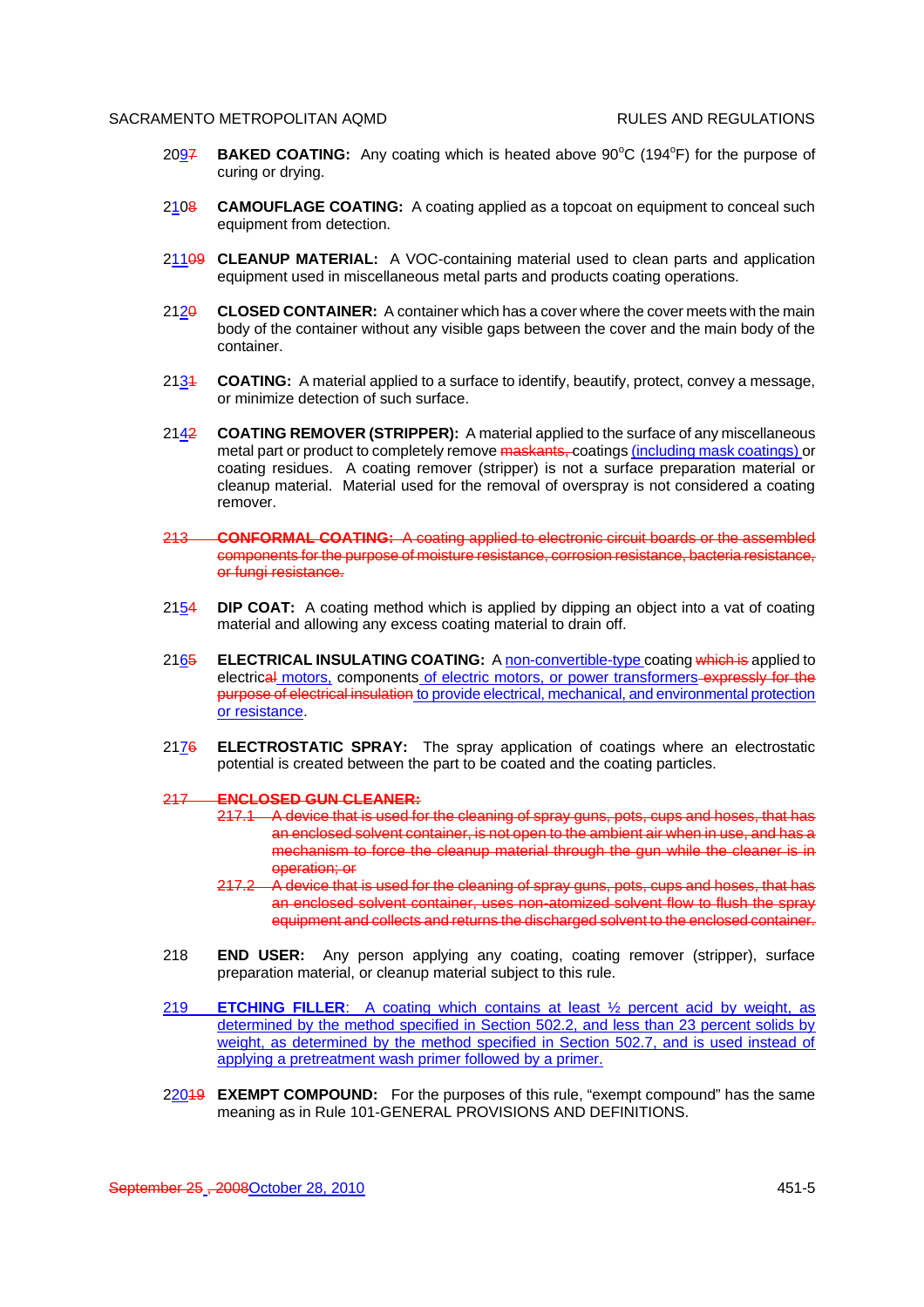209~~7~~ **BAKED COATING:** Any coating which is heated above 90°C (194°F) for the purpose of curing or drying.

210~~8~~ **CAMOUFLAGE COATING:** A coating applied as a topcoat on equipment to conceal such equipment from detection.

211~~09~~ **CLEANUP MATERIAL:** A VOC-containing material used to clean parts and application equipment used in miscellaneous metal parts and products coating operations.

212~~0~~ **CLOSED CONTAINER:** A container which has a cover where the cover meets with the main body of the container without any visible gaps between the cover and the main body of the container.

213~~1~~ **COATING:** A material applied to a surface to identify, beautify, protect, convey a message, or minimize detection of such surface.

214~~2~~ **COATING REMOVER (STRIPPER):** A material applied to the surface of any miscellaneous metal part or product to completely remove ~~maskants,~~ coatings (including mask coatings) or coating residues. A coating remover (stripper) is not a surface preparation material or cleanup material. Material used for the removal of overspray is not considered a coating remover.

~~213 **CONFORMAL COATING:** A coating applied to electronic circuit boards or the assembled components for the purpose of moisture resistance, corrosion resistance, bacteria resistance, or fungi resistance.~~

215~~4~~ **DIP COAT:** A coating method which is applied by dipping an object into a vat of coating material and allowing any excess coating material to drain off.

216~~5~~ **ELECTRICAL INSULATING COATING:** A non-convertible-type coating ~~which is~~ applied to electrical~~al~~ motors, components of electric motors, or power transformers ~~expressly for the purpose of electrical insulation~~ to provide electrical, mechanical, and environmental protection or resistance.

217~~6~~ **ELECTROSTATIC SPRAY:** The spray application of coatings where an electrostatic potential is created between the part to be coated and the coating particles.

~~217 **ENCLOSED GUN CLEANER:**~~

~~217.1 A device that is used for the cleaning of spray guns, pots, cups and hoses, that has an enclosed solvent container, is not open to the ambient air when in use, and has a mechanism to force the cleanup material through the gun while the cleaner is in operation; or~~

~~217.2 A device that is used for the cleaning of spray guns, pots, cups and hoses, that has an enclosed solvent container, uses non-atomized solvent flow to flush the spray equipment and collects and returns the discharged solvent to the enclosed container.~~

218 **END USER:** Any person applying any coating, coating remover (stripper), surface preparation material, or cleanup material subject to this rule.

219 **ETCHING FILLER**: A coating which contains at least ½ percent acid by weight, as determined by the method specified in Section 502.2, and less than 23 percent solids by weight, as determined by the method specified in Section 502.7, and is used instead of applying a pretreatment wash primer followed by a primer.

220~~19~~ **EXEMPT COMPOUND:** For the purposes of this rule, "exempt compound" has the same meaning as in Rule 101-GENERAL PROVISIONS AND DEFINITIONS.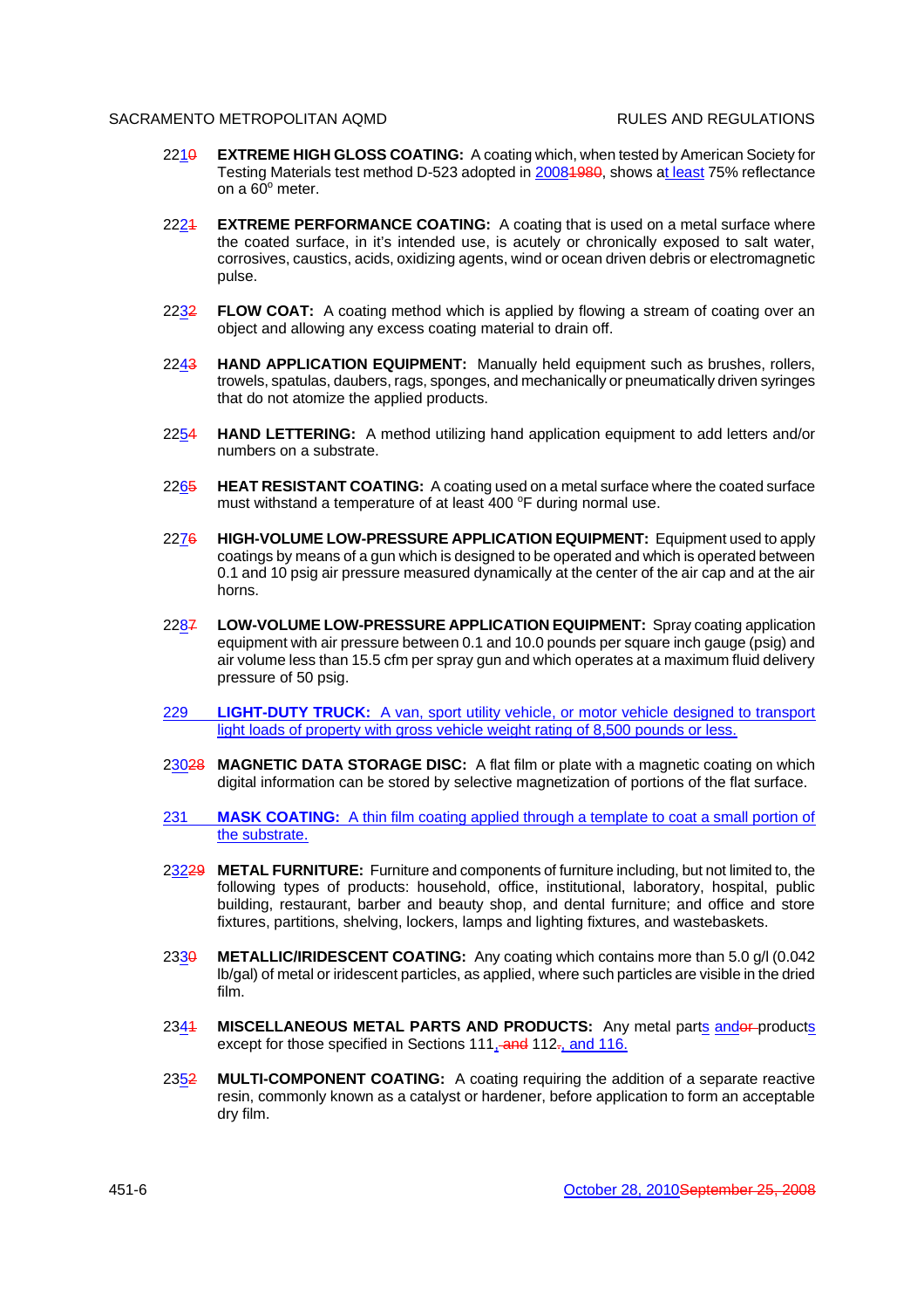221~~0~~ **EXTREME HIGH GLOSS COATING:** A coating which, when tested by American Society for Testing Materials test method D-523 adopted in 2008~~1980~~, shows at least 75% reflectance on a 60° meter.

222~~1~~ **EXTREME PERFORMANCE COATING:** A coating that is used on a metal surface where the coated surface, in it's intended use, is acutely or chronically exposed to salt water, corrosives, caustics, acids, oxidizing agents, wind or ocean driven debris or electromagnetic pulse.

223~~2~~ **FLOW COAT:** A coating method which is applied by flowing a stream of coating over an object and allowing any excess coating material to drain off.

224~~3~~ **HAND APPLICATION EQUIPMENT:** Manually held equipment such as brushes, rollers, trowels, spatulas, daubers, rags, sponges, and mechanically or pneumatically driven syringes that do not atomize the applied products.

225~~4~~ **HAND LETTERING:** A method utilizing hand application equipment to add letters and/or numbers on a substrate.

226~~5~~ **HEAT RESISTANT COATING:** A coating used on a metal surface where the coated surface must withstand a temperature of at least 400 °F during normal use.

227~~6~~ **HIGH-VOLUME LOW-PRESSURE APPLICATION EQUIPMENT:** Equipment used to apply coatings by means of a gun which is designed to be operated and which is operated between 0.1 and 10 psig air pressure measured dynamically at the center of the air cap and at the air horns.

228~~7~~ **LOW-VOLUME LOW-PRESSURE APPLICATION EQUIPMENT:** Spray coating application equipment with air pressure between 0.1 and 10.0 pounds per square inch gauge (psig) and air volume less than 15.5 cfm per spray gun and which operates at a maximum fluid delivery pressure of 50 psig.

229 **LIGHT-DUTY TRUCK:** A van, sport utility vehicle, or motor vehicle designed to transport light loads of property with gross vehicle weight rating of 8,500 pounds or less.

230~~228~~ **MAGNETIC DATA STORAGE DISC:** A flat film or plate with a magnetic coating on which digital information can be stored by selective magnetization of portions of the flat surface.

231 **MASK COATING:** A thin film coating applied through a template to coat a small portion of the substrate.

232~~229~~ **METAL FURNITURE:** Furniture and components of furniture including, but not limited to, the following types of products: household, office, institutional, laboratory, hospital, public building, restaurant, barber and beauty shop, and dental furniture; and office and store fixtures, partitions, shelving, lockers, lamps and lighting fixtures, and wastebaskets.

233~~0~~ **METALLIC/IRIDESCENT COATING:** Any coating which contains more than 5.0 g/l (0.042 lb/gal) of metal or iridescent particles, as applied, where such particles are visible in the dried film.

234~~1~~ **MISCELLANEOUS METAL PARTS AND PRODUCTS:** Any metal parts and~~or~~ products except for those specified in Sections 111,~~ and~~ 112~~.~~, and 116.

235~~2~~ **MULTI-COMPONENT COATING:** A coating requiring the addition of a separate reactive resin, commonly known as a catalyst or hardener, before application to form an acceptable dry film.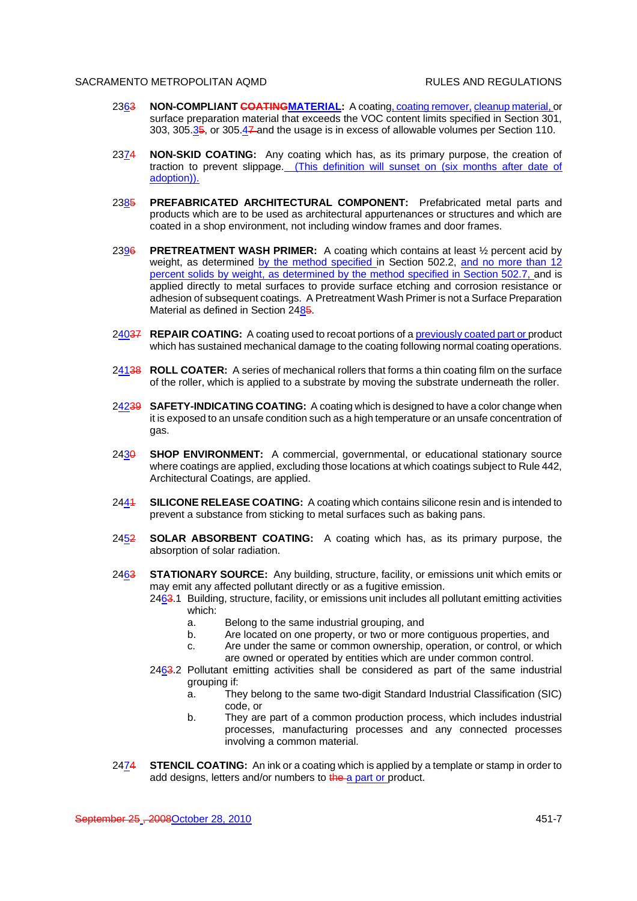2363 **NON-COMPLIANT COATINGMATERIAL:** A coating, coating remover, cleanup material, or surface preparation material that exceeds the VOC content limits specified in Section 301, 303, 305.35, or 305.47 and the usage is in excess of allowable volumes per Section 110.

2374 **NON-SKID COATING:** Any coating which has, as its primary purpose, the creation of traction to prevent slippage. (This definition will sunset on (six months after date of adoption)).

2385 **PREFABRICATED ARCHITECTURAL COMPONENT:** Prefabricated metal parts and products which are to be used as architectural appurtenances or structures and which are coated in a shop environment, not including window frames and door frames.

2396 **PRETREATMENT WASH PRIMER:** A coating which contains at least ½ percent acid by weight, as determined by the method specified in Section 502.2, and no more than 12 percent solids by weight, as determined by the method specified in Section 502.7, and is applied directly to metal surfaces to provide surface etching and corrosion resistance or adhesion of subsequent coatings. A Pretreatment Wash Primer is not a Surface Preparation Material as defined in Section 2485.

24037 **REPAIR COATING:** A coating used to recoat portions of a previously coated part or product which has sustained mechanical damage to the coating following normal coating operations.

24138 **ROLL COATER:** A series of mechanical rollers that forms a thin coating film on the surface of the roller, which is applied to a substrate by moving the substrate underneath the roller.

24239 **SAFETY-INDICATING COATING:** A coating which is designed to have a color change when it is exposed to an unsafe condition such as a high temperature or an unsafe concentration of gas.

2430 **SHOP ENVIRONMENT:** A commercial, governmental, or educational stationary source where coatings are applied, excluding those locations at which coatings subject to Rule 442, Architectural Coatings, are applied.

2441 **SILICONE RELEASE COATING:** A coating which contains silicone resin and is intended to prevent a substance from sticking to metal surfaces such as baking pans.

2452 **SOLAR ABSORBENT COATING:** A coating which has, as its primary purpose, the absorption of solar radiation.

2463 **STATIONARY SOURCE:** Any building, structure, facility, or emissions unit which emits or may emit any affected pollutant directly or as a fugitive emission.

2463.1 Building, structure, facility, or emissions unit includes all pollutant emitting activities which:

a. Belong to the same industrial grouping, and
b. Are located on one property, or two or more contiguous properties, and
c. Are under the same or common ownership, operation, or control, or which are owned or operated by entities which are under common control.

2463.2 Pollutant emitting activities shall be considered as part of the same industrial grouping if:

a. They belong to the same two-digit Standard Industrial Classification (SIC) code, or
b. They are part of a common production process, which includes industrial processes, manufacturing processes and any connected processes involving a common material.

2474 **STENCIL COATING:** An ink or a coating which is applied by a template or stamp in order to add designs, letters and/or numbers to the a part or product.

September 25 , 2008October 28, 2010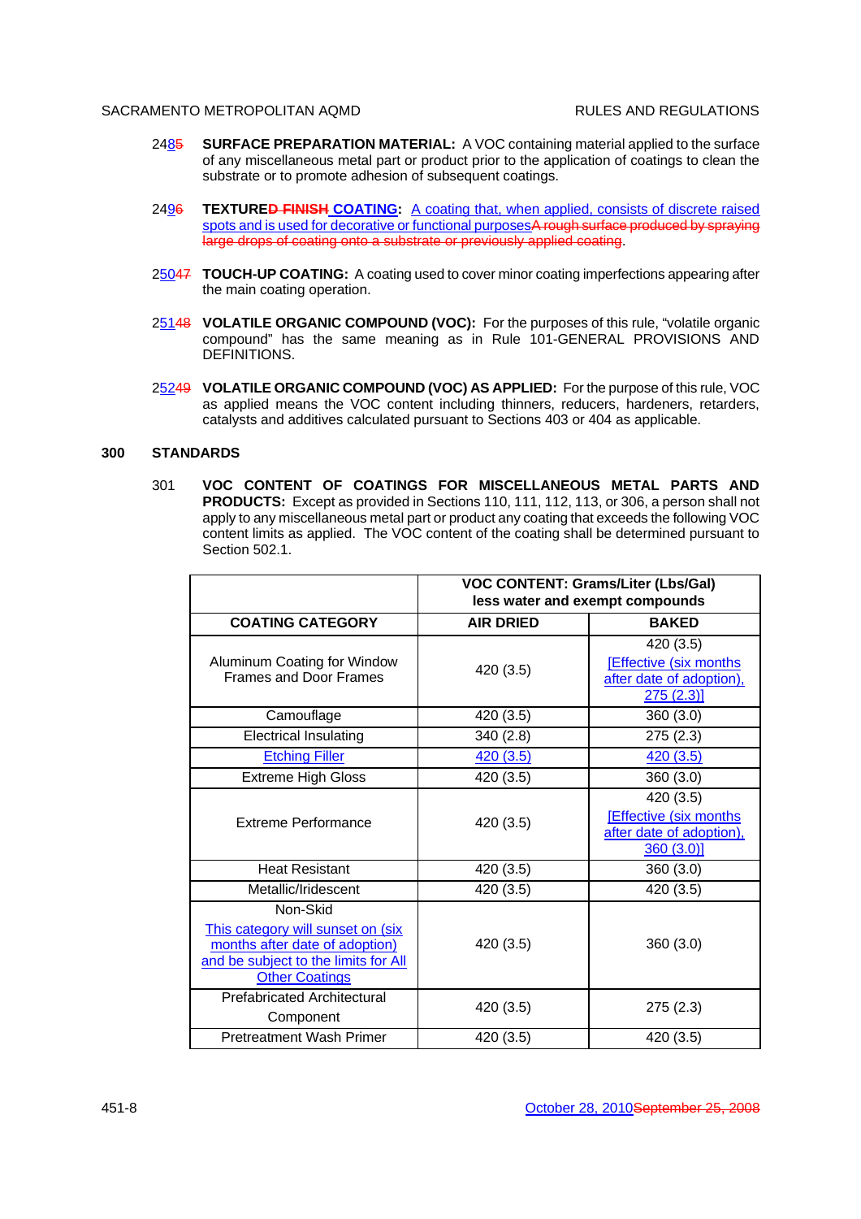248~~5~~ **SURFACE PREPARATION MATERIAL:** A VOC containing material applied to the surface of any miscellaneous metal part or product prior to the application of coatings to clean the substrate or to promote adhesion of subsequent coatings.

249~~6~~ **TEXTURED~~D FINISH~~ COATING:** A coating that, when applied, consists of discrete raised spots and is used for decorative or functional purposes~~A rough surface produced by spraying large drops of coating onto a substrate or previously applied coating~~.

250~~47~~ **TOUCH-UP COATING:** A coating used to cover minor coating imperfections appearing after the main coating operation.

251~~48~~ **VOLATILE ORGANIC COMPOUND (VOC):** For the purposes of this rule, "volatile organic compound" has the same meaning as in Rule 101-GENERAL PROVISIONS AND DEFINITIONS.

252~~49~~ **VOLATILE ORGANIC COMPOUND (VOC) AS APPLIED:** For the purpose of this rule, VOC as applied means the VOC content including thinners, reducers, hardeners, retarders, catalysts and additives calculated pursuant to Sections 403 or 404 as applicable.

## 300 STANDARDS

301 **VOC CONTENT OF COATINGS FOR MISCELLANEOUS METAL PARTS AND PRODUCTS:** Except as provided in Sections 110, 111, 112, 113, or 306, a person shall not apply to any miscellaneous metal part or product any coating that exceeds the following VOC content limits as applied. The VOC content of the coating shall be determined pursuant to Section 502.1.

| | VOC CONTENT: Grams/Liter (Lbs/Gal) less water and exempt compounds | |
|---|---|---|
| **COATING CATEGORY** | **AIR DRIED** | **BAKED** |
| Aluminum Coating for Window Frames and Door Frames | 420 (3.5) | 420 (3.5) [Effective (six months after date of adoption), 275 (2.3)] |
| Camouflage | 420 (3.5) | 360 (3.0) |
| Electrical Insulating | 340 (2.8) | 275 (2.3) |
| Etching Filler | 420 (3.5) | 420 (3.5) |
| Extreme High Gloss | 420 (3.5) | 360 (3.0) |
| Extreme Performance | 420 (3.5) | 420 (3.5) [Effective (six months after date of adoption), 360 (3.0)] |
| Heat Resistant | 420 (3.5) | 360 (3.0) |
| Metallic/Iridescent | 420 (3.5) | 420 (3.5) |
| Non-Skid This category will sunset on (six months after date of adoption) and be subject to the limits for All Other Coatings | 420 (3.5) | 360 (3.0) |
| Prefabricated Architectural Component | 420 (3.5) | 275 (2.3) |
| Pretreatment Wash Primer | 420 (3.5) | 420 (3.5) |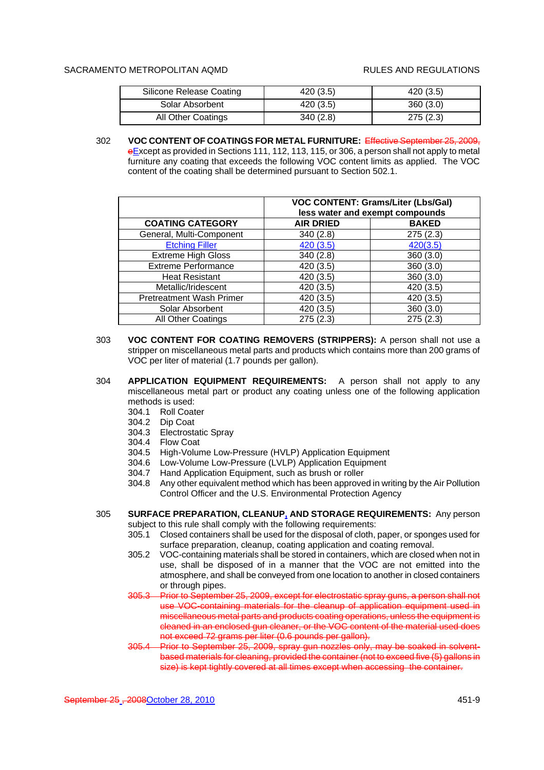| Silicone Release Coating | 420 (3.5) | 420 (3.5) |
|---|---|---|
| Solar Absorbent | 420 (3.5) | 360 (3.0) |
| All Other Coatings | 340 (2.8) | 275 (2.3) |

302 **VOC CONTENT OF COATINGS FOR METAL FURNITURE:** ~~Effective September 25, 2009, e~~Except as provided in Sections 111, 112, 113, 115, or 306, a person shall not apply to metal furniture any coating that exceeds the following VOC content limits as applied. The VOC content of the coating shall be determined pursuant to Section 502.1.

| | **VOC CONTENT: Grams/Liter (Lbs/Gal) less water and exempt compounds** | |
|---|---|---|
| **COATING CATEGORY** | **AIR DRIED** | **BAKED** |
| General, Multi-Component | 340 (2.8) | 275 (2.3) |
| Etching Filler | 420 (3.5) | 420(3.5) |
| Extreme High Gloss | 340 (2.8) | 360 (3.0) |
| Extreme Performance | 420 (3.5) | 360 (3.0) |
| Heat Resistant | 420 (3.5) | 360 (3.0) |
| Metallic/Iridescent | 420 (3.5) | 420 (3.5) |
| Pretreatment Wash Primer | 420 (3.5) | 420 (3.5) |
| Solar Absorbent | 420 (3.5) | 360 (3.0) |
| All Other Coatings | 275 (2.3) | 275 (2.3) |

303 **VOC CONTENT FOR COATING REMOVERS (STRIPPERS):** A person shall not use a stripper on miscellaneous metal parts and products which contains more than 200 grams of VOC per liter of material (1.7 pounds per gallon).

304 **APPLICATION EQUIPMENT REQUIREMENTS:** A person shall not apply to any miscellaneous metal part or product any coating unless one of the following application methods is used:

304.1 Roll Coater
304.2 Dip Coat
304.3 Electrostatic Spray
304.4 Flow Coat
304.5 High-Volume Low-Pressure (HVLP) Application Equipment
304.6 Low-Volume Low-Pressure (LVLP) Application Equipment
304.7 Hand Application Equipment, such as brush or roller
304.8 Any other equivalent method which has been approved in writing by the Air Pollution Control Officer and the U.S. Environmental Protection Agency

305 **SURFACE PREPARATION, CLEANUP, AND STORAGE REQUIREMENTS:** Any person subject to this rule shall comply with the following requirements:

305.1 Closed containers shall be used for the disposal of cloth, paper, or sponges used for surface preparation, cleanup, coating application and coating removal.

305.2 VOC-containing materials shall be stored in containers, which are closed when not in use, shall be disposed of in a manner that the VOC are not emitted into the atmosphere, and shall be conveyed from one location to another in closed containers or through pipes.

~~305.3 Prior to September 25, 2009, except for electrostatic spray guns, a person shall not use VOC-containing materials for the cleanup of application equipment used in miscellaneous metal parts and products coating operations, unless the equipment is cleaned in an enclosed gun cleaner, or the VOC content of the material used does not exceed 72 grams per liter (0.6 pounds per gallon).~~

~~305.4 Prior to September 25, 2009, spray gun nozzles only, may be soaked in solvent-based materials for cleaning, provided the container (not to exceed five (5) gallons in size) is kept tightly covered at all times except when accessing the container.~~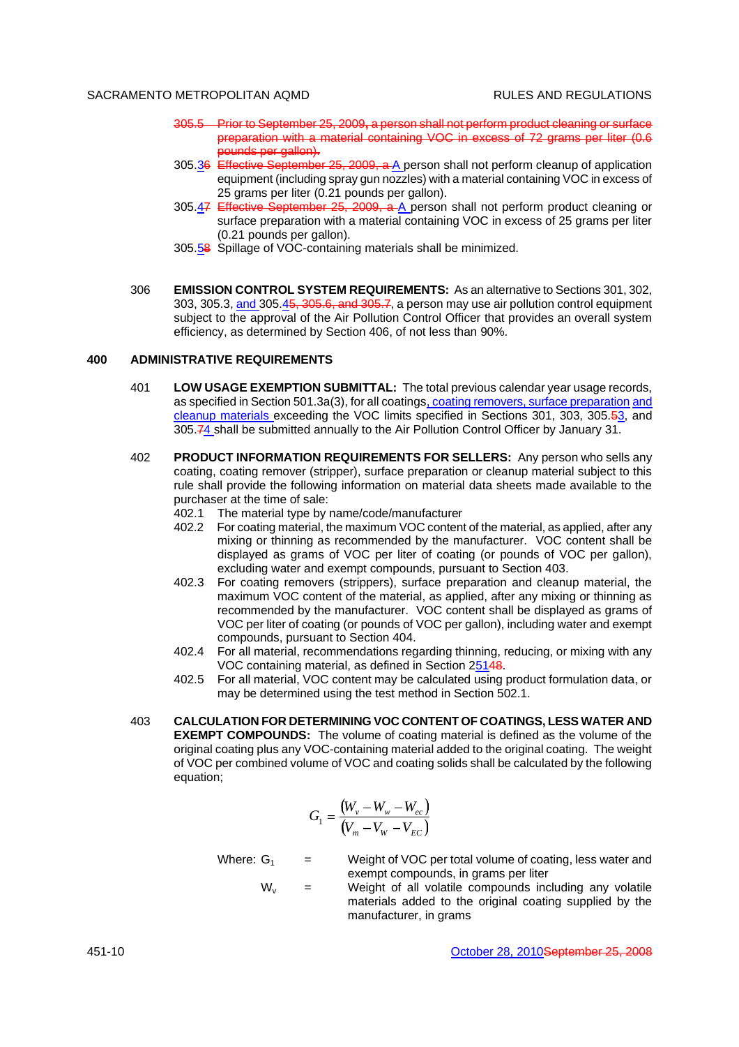~~305.5 Prior to September 25, 2009, a person shall not perform product cleaning or surface preparation with a material containing VOC in excess of 72 grams per liter (0.6 pounds per gallon).~~

305.~~3~~6 ~~Effective September 25, 2009, a~~ A person shall not perform cleanup of application equipment (including spray gun nozzles) with a material containing VOC in excess of 25 grams per liter (0.21 pounds per gallon).

305.~~4~~7 ~~Effective September 25, 2009, a~~ A person shall not perform product cleaning or surface preparation with a material containing VOC in excess of 25 grams per liter (0.21 pounds per gallon).

305.~~5~~8 Spillage of VOC-containing materials shall be minimized.

306 **EMISSION CONTROL SYSTEM REQUIREMENTS:** As an alternative to Sections 301, 302, 303, 305.3, and 305.4~~5, 305.6, and 305.7~~, a person may use air pollution control equipment subject to the approval of the Air Pollution Control Officer that provides an overall system efficiency, as determined by Section 406, of not less than 90%.

## 400 ADMINISTRATIVE REQUIREMENTS

401 **LOW USAGE EXEMPTION SUBMITTAL:** The total previous calendar year usage records, as specified in Section 501.3a(3), for all coatings, coating removers, surface preparation and cleanup materials exceeding the VOC limits specified in Sections 301, 303, 305.~~5~~3, and 305.~~7~~4 shall be submitted annually to the Air Pollution Control Officer by January 31.

402 **PRODUCT INFORMATION REQUIREMENTS FOR SELLERS:** Any person who sells any coating, coating remover (stripper), surface preparation or cleanup material subject to this rule shall provide the following information on material data sheets made available to the purchaser at the time of sale:

402.1 The material type by name/code/manufacturer

402.2 For coating material, the maximum VOC content of the material, as applied, after any mixing or thinning as recommended by the manufacturer. VOC content shall be displayed as grams of VOC per liter of coating (or pounds of VOC per gallon), excluding water and exempt compounds, pursuant to Section 403.

402.3 For coating removers (strippers), surface preparation and cleanup material, the maximum VOC content of the material, as applied, after any mixing or thinning as recommended by the manufacturer. VOC content shall be displayed as grams of VOC per liter of coating (or pounds of VOC per gallon), including water and exempt compounds, pursuant to Section 404.

402.4 For all material, recommendations regarding thinning, reducing, or mixing with any VOC containing material, as defined in Section 251~~48~~.

402.5 For all material, VOC content may be calculated using product formulation data, or may be determined using the test method in Section 502.1.

403 **CALCULATION FOR DETERMINING VOC CONTENT OF COATINGS, LESS WATER AND EXEMPT COMPOUNDS:** The volume of coating material is defined as the volume of the original coating plus any VOC-containing material added to the original coating. The weight of VOC per combined volume of VOC and coating solids shall be calculated by the following equation;

$$G_1 = \frac{(W_v - W_w - W_{ec})}{(V_m - V_W - V_{EC})}$$

Where: $G_1$ = Weight of VOC per total volume of coating, less water and exempt compounds, in grams per liter

$W_v$ = Weight of all volatile compounds including any volatile materials added to the original coating supplied by the manufacturer, in grams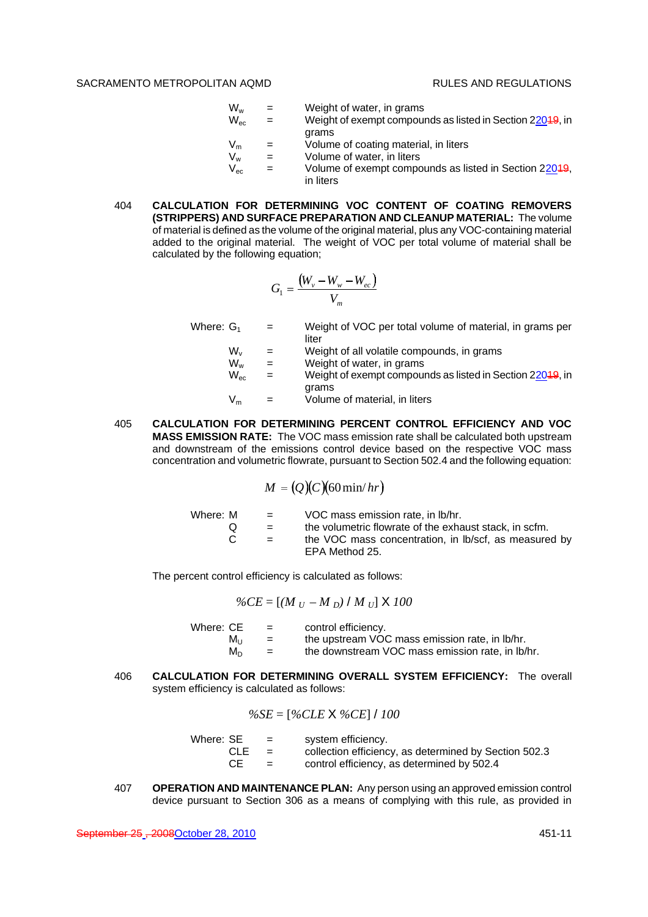| | | |
|---|---|---|
| $W_w$ | = | Weight of water, in grams |
| $W_{ec}$ | = | Weight of exempt compounds as listed in Section 22019, in grams |
| $V_m$ | = | Volume of coating material, in liters |
| $V_w$ | = | Volume of water, in liters |
| $V_{ec}$ | = | Volume of exempt compounds as listed in Section 22019, in liters |

404 **CALCULATION FOR DETERMINING VOC CONTENT OF COATING REMOVERS (STRIPPERS) AND SURFACE PREPARATION AND CLEANUP MATERIAL:** The volume of material is defined as the volume of the original material, plus any VOC-containing material added to the original material. The weight of VOC per total volume of material shall be calculated by the following equation;

$$G_1 = \frac{(W_v - W_w - W_{ec})}{V_m}$$

| Where: | | | |
|---|---|---|---|
| | $G_1$ | = | Weight of VOC per total volume of material, in grams per liter |
| | $W_v$ | = | Weight of all volatile compounds, in grams |
| | $W_w$ | = | Weight of water, in grams |
| | $W_{ec}$ | = | Weight of exempt compounds as listed in Section 22019, in grams |
| | $V_m$ | = | Volume of material, in liters |

405 **CALCULATION FOR DETERMINING PERCENT CONTROL EFFICIENCY AND VOC MASS EMISSION RATE:** The VOC mass emission rate shall be calculated both upstream and downstream of the emissions control device based on the respective VOC mass concentration and volumetric flowrate, pursuant to Section 502.4 and the following equation:

$$M = (Q)(C)(60\,\text{min}/hr)$$

| Where: | | | |
|---|---|---|---|
| | M | = | VOC mass emission rate, in lb/hr. |
| | Q | = | the volumetric flowrate of the exhaust stack, in scfm. |
| | C | = | the VOC mass concentration, in lb/scf, as measured by EPA Method 25. |

The percent control efficiency is calculated as follows:

$$\%CE = [(M_U - M_D) / M_U] \times 100$$

| Where: | | | |
|---|---|---|---|
| | CE | = | control efficiency. |
| | $M_U$ | = | the upstream VOC mass emission rate, in lb/hr. |
| | $M_D$ | = | the downstream VOC mass emission rate, in lb/hr. |

406 **CALCULATION FOR DETERMINING OVERALL SYSTEM EFFICIENCY:** The overall system efficiency is calculated as follows:

$$\%SE = [\%CLE \times \%CE] / 100$$

| Where: | | | |
|---|---|---|---|
| | SE | = | system efficiency. |
| | CLE | = | collection efficiency, as determined by Section 502.3 |
| | CE | = | control efficiency, as determined by 502.4 |

407 **OPERATION AND MAINTENANCE PLAN:** Any person using an approved emission control device pursuant to Section 306 as a means of complying with this rule, as provided in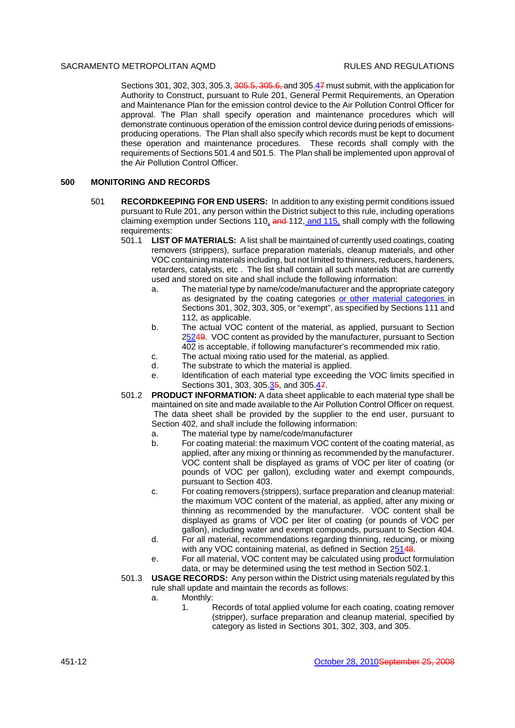Sections 301, 302, 303, 305.3, ~~305.5, 305.6,~~ and 305.47 must submit, with the application for Authority to Construct, pursuant to Rule 201, General Permit Requirements, an Operation and Maintenance Plan for the emission control device to the Air Pollution Control Officer for approval. The Plan shall specify operation and maintenance procedures which will demonstrate continuous operation of the emission control device during periods of emissions-producing operations. The Plan shall also specify which records must be kept to document these operation and maintenance procedures. These records shall comply with the requirements of Sections 501.4 and 501.5. The Plan shall be implemented upon approval of the Air Pollution Control Officer.

## 500 MONITORING AND RECORDS

501 **RECORDKEEPING FOR END USERS:** In addition to any existing permit conditions issued pursuant to Rule 201, any person within the District subject to this rule, including operations claiming exemption under Sections 110, ~~and~~ 112, and 115, shall comply with the following requirements:

501.1 **LIST OF MATERIALS:** A list shall be maintained of currently used coatings, coating removers (strippers), surface preparation materials, cleanup materials, and other VOC containing materials including, but not limited to thinners, reducers, hardeners, retarders, catalysts, etc . The list shall contain all such materials that are currently used and stored on site and shall include the following information:

a. The material type by name/code/manufacturer and the appropriate category as designated by the coating categories or other material categories in Sections 301, 302, 303, 305, or "exempt", as specified by Sections 111 and 112, as applicable.

b. The actual VOC content of the material, as applied, pursuant to Section 25249. VOC content as provided by the manufacturer, pursuant to Section 402 is acceptable, if following manufacturer's recommended mix ratio.

c. The actual mixing ratio used for the material, as applied.

d. The substrate to which the material is applied.

e. Identification of each material type exceeding the VOC limits specified in Sections 301, 303, 305.35, and 305.47.

501.2 **PRODUCT INFORMATION:** A data sheet applicable to each material type shall be maintained on site and made available to the Air Pollution Control Officer on request. The data sheet shall be provided by the supplier to the end user, pursuant to Section 402, and shall include the following information:

a. The material type by name/code/manufacturer

b. For coating material: the maximum VOC content of the coating material, as applied, after any mixing or thinning as recommended by the manufacturer. VOC content shall be displayed as grams of VOC per liter of coating (or pounds of VOC per gallon), excluding water and exempt compounds, pursuant to Section 403.

c. For coating removers (strippers), surface preparation and cleanup material: the maximum VOC content of the material, as applied, after any mixing or thinning as recommended by the manufacturer. VOC content shall be displayed as grams of VOC per liter of coating (or pounds of VOC per gallon), including water and exempt compounds, pursuant to Section 404.

d. For all material, recommendations regarding thinning, reducing, or mixing with any VOC containing material, as defined in Section 25148.

e. For all material, VOC content may be calculated using product formulation data, or may be determined using the test method in Section 502.1.

501.3 **USAGE RECORDS:** Any person within the District using materials regulated by this rule shall update and maintain the records as follows:

a. Monthly:

1. Records of total applied volume for each coating, coating remover (stripper), surface preparation and cleanup material, specified by category as listed in Sections 301, 302, 303, and 305.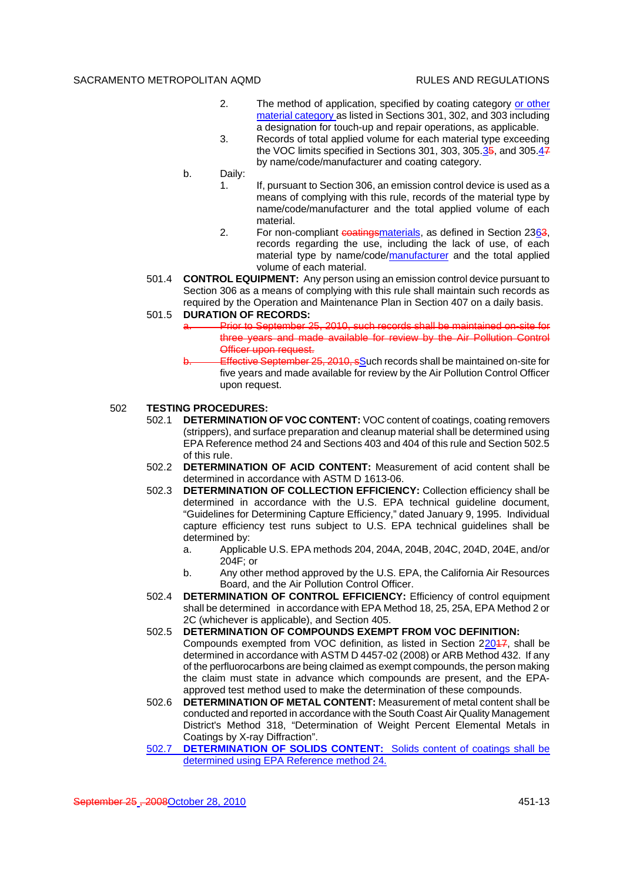2. The method of application, specified by coating category or other material category as listed in Sections 301, 302, and 303 including a designation for touch-up and repair operations, as applicable.
3. Records of total applied volume for each material type exceeding the VOC limits specified in Sections 301, 303, 305.35, and 305.47 by name/code/manufacturer and coating category.

b. Daily:
1. If, pursuant to Section 306, an emission control device is used as a means of complying with this rule, records of the material type by name/code/manufacturer and the total applied volume of each material.
2. For non-compliant coatingsmaterials, as defined in Section 2363, records regarding the use, including the lack of use, of each material type by name/code/manufacturer and the total applied volume of each material.

501.4 **CONTROL EQUIPMENT:** Any person using an emission control device pursuant to Section 306 as a means of complying with this rule shall maintain such records as required by the Operation and Maintenance Plan in Section 407 on a daily basis.

501.5 **DURATION OF RECORDS:**

~~a. Prior to September 25, 2010, such records shall be maintained on-site for three years and made available for review by the Air Pollution Control Officer upon request.~~

~~b. Effective September 25, 2010, s~~Such records shall be maintained on-site for five years and made available for review by the Air Pollution Control Officer upon request.

## 502 TESTING PROCEDURES:

502.1 **DETERMINATION OF VOC CONTENT:** VOC content of coatings, coating removers (strippers), and surface preparation and cleanup material shall be determined using EPA Reference method 24 and Sections 403 and 404 of this rule and Section 502.5 of this rule.

502.2 **DETERMINATION OF ACID CONTENT:** Measurement of acid content shall be determined in accordance with ASTM D 1613-06.

502.3 **DETERMINATION OF COLLECTION EFFICIENCY:** Collection efficiency shall be determined in accordance with the U.S. EPA technical guideline document, "Guidelines for Determining Capture Efficiency," dated January 9, 1995. Individual capture efficiency test runs subject to U.S. EPA technical guidelines shall be determined by:

a. Applicable U.S. EPA methods 204, 204A, 204B, 204C, 204D, 204E, and/or 204F; or
b. Any other method approved by the U.S. EPA, the California Air Resources Board, and the Air Pollution Control Officer.

502.4 **DETERMINATION OF CONTROL EFFICIENCY:** Efficiency of control equipment shall be determined in accordance with EPA Method 18, 25, 25A, EPA Method 2 or 2C (whichever is applicable), and Section 405.

502.5 **DETERMINATION OF COMPOUNDS EXEMPT FROM VOC DEFINITION:** Compounds exempted from VOC definition, as listed in Section 22017, shall be determined in accordance with ASTM D 4457-02 (2008) or ARB Method 432. If any of the perfluorocarbons are being claimed as exempt compounds, the person making the claim must state in advance which compounds are present, and the EPA-approved test method used to make the determination of these compounds.

502.6 **DETERMINATION OF METAL CONTENT:** Measurement of metal content shall be conducted and reported in accordance with the South Coast Air Quality Management District's Method 318, "Determination of Weight Percent Elemental Metals in Coatings by X-ray Diffraction".

502.7 **DETERMINATION OF SOLIDS CONTENT:** Solids content of coatings shall be determined using EPA Reference method 24.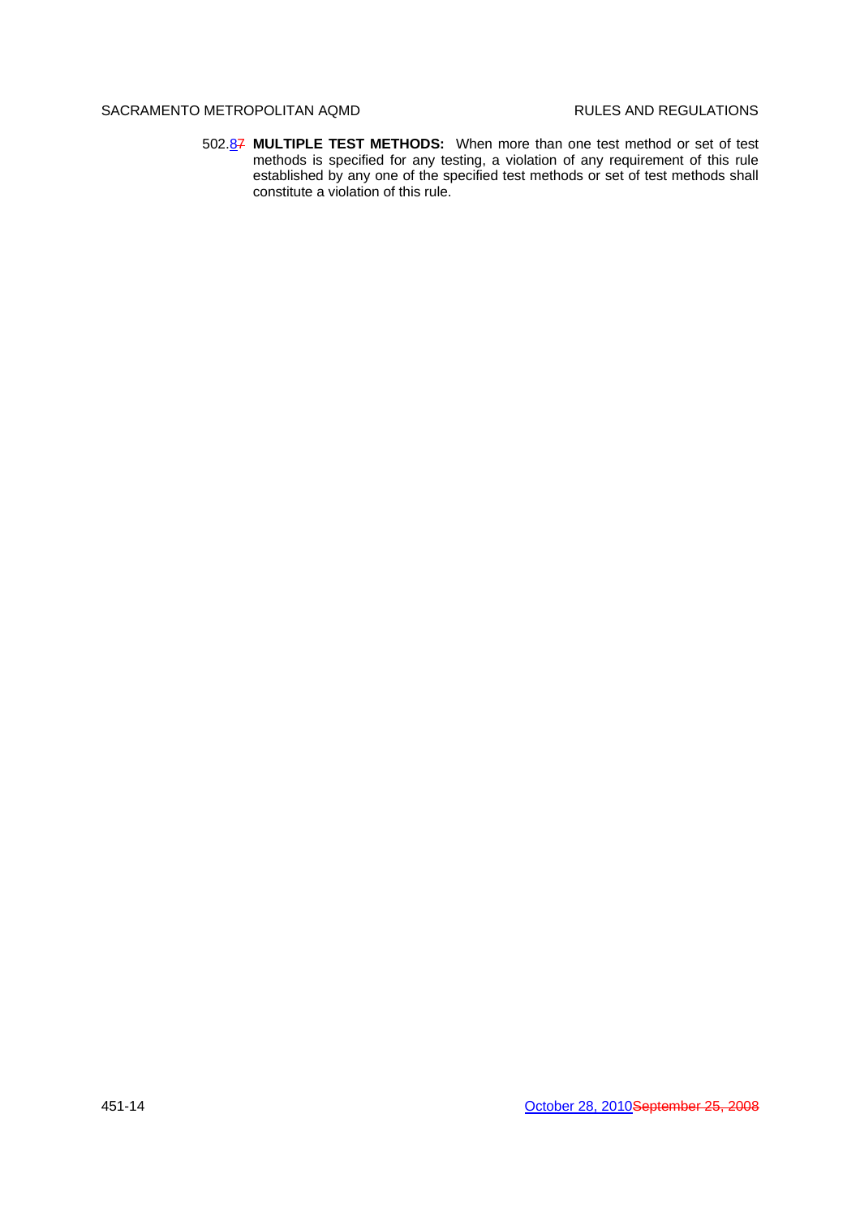502.87 **MULTIPLE TEST METHODS:** When more than one test method or set of test methods is specified for any testing, a violation of any requirement of this rule established by any one of the specified test methods or set of test methods shall constitute a violation of this rule.